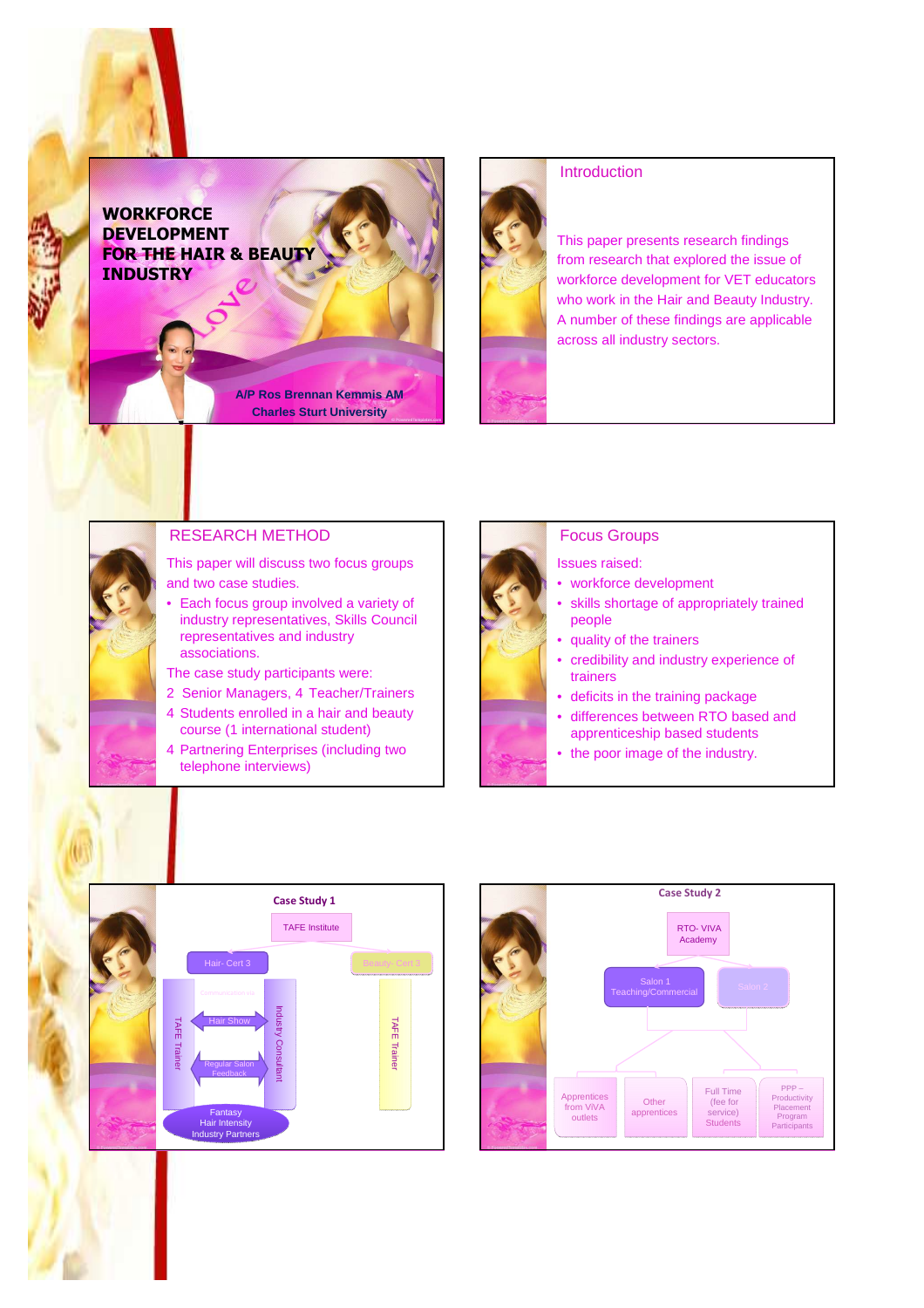# WORKFORCE DEVELOPMENT FOR THE HAIR & BEAUTY INDUSTRY

**A/P Ros Brennan Kemmis AM**
**Charles Sturt University**

## Introduction

This paper presents research findings from research that explored the issue of workforce development for VET educators who work in the Hair and Beauty Industry. A number of these findings are applicable across all industry sectors.

## RESEARCH METHOD

This paper will discuss two focus groups and two case studies.

- Each focus group involved a variety of industry representatives, Skills Council representatives and industry associations.

The case study participants were:

2 Senior Managers, 4 Teacher/Trainers

4 Students enrolled in a hair and beauty course (1 international student)

4 Partnering Enterprises (including two telephone interviews)

## Focus Groups

Issues raised:

- workforce development
- skills shortage of appropriately trained people
- quality of the trainers
- credibility and industry experience of trainers
- deficits in the training package
- differences between RTO based and apprenticeship based students
- the poor image of the industry.

## Case Study 1

TAFE Institute

Hair- Cert 3

Beauty- Cert 3

TAFE Trainer

Communication via

Hair Show

Regular Salon Feedback

Industry Consultant

TAFE Trainer

Fantasy Hair Intensity Industry Partners

## Case Study 2

RTO- VIVA Academy

Salon 1 Teaching/Commercial

Salon 2

Apprentices from VIVA outlets

Other apprentices

Full Time (fee for service) Students

PPP – Productivity Placement Program Participants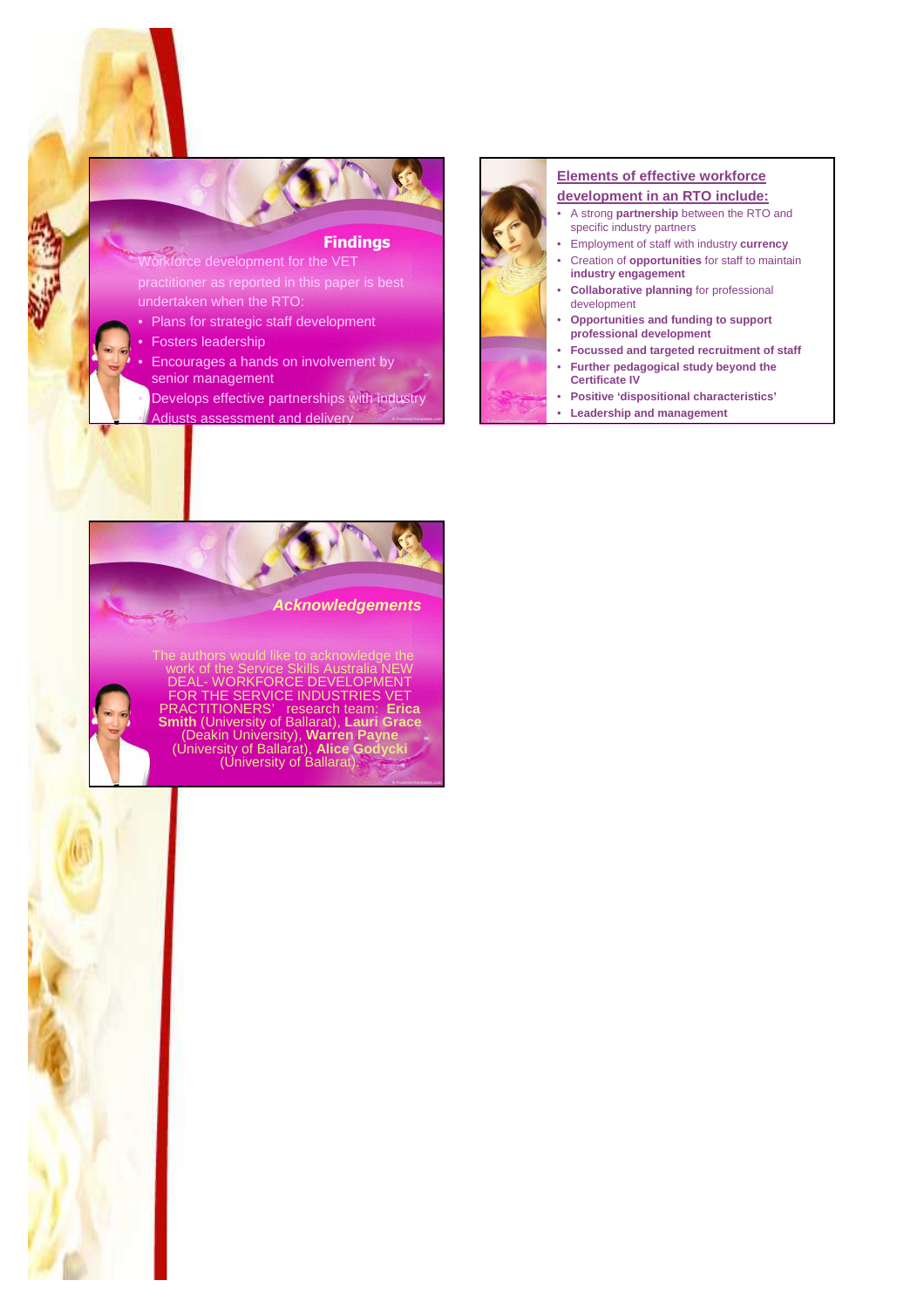## Findings

Workforce development for the VET practitioner as reported in this paper is best undertaken when the RTO:

- Plans for strategic staff development
- Fosters leadership
- Encourages a hands on involvement by senior management
- Develops effective partnerships with industry
- Adjusts assessment and delivery

## Elements of effective workforce development in an RTO include:

- A strong **partnership** between the RTO and specific industry partners
- Employment of staff with industry **currency**
- Creation of **opportunities** for staff to maintain **industry engagement**
- **Collaborative planning** for professional development
- **Opportunities and funding to support professional development**
- **Focussed and targeted recruitment of staff**
- **Further pedagogical study beyond the Certificate IV**
- **Positive 'dispositional characteristics'**
- **Leadership and management**

## *Acknowledgements*

The authors would like to acknowledge the work of the Service Skills Australia NEW DEAL- WORKFORCE DEVELOPMENT FOR THE SERVICE INDUSTRIES VET PRACTITIONERS' research team: **Erica Smith** (University of Ballarat), **Lauri Grace** (Deakin University), **Warren Payne** (University of Ballarat), **Alice Godycki** (University of Ballarat).